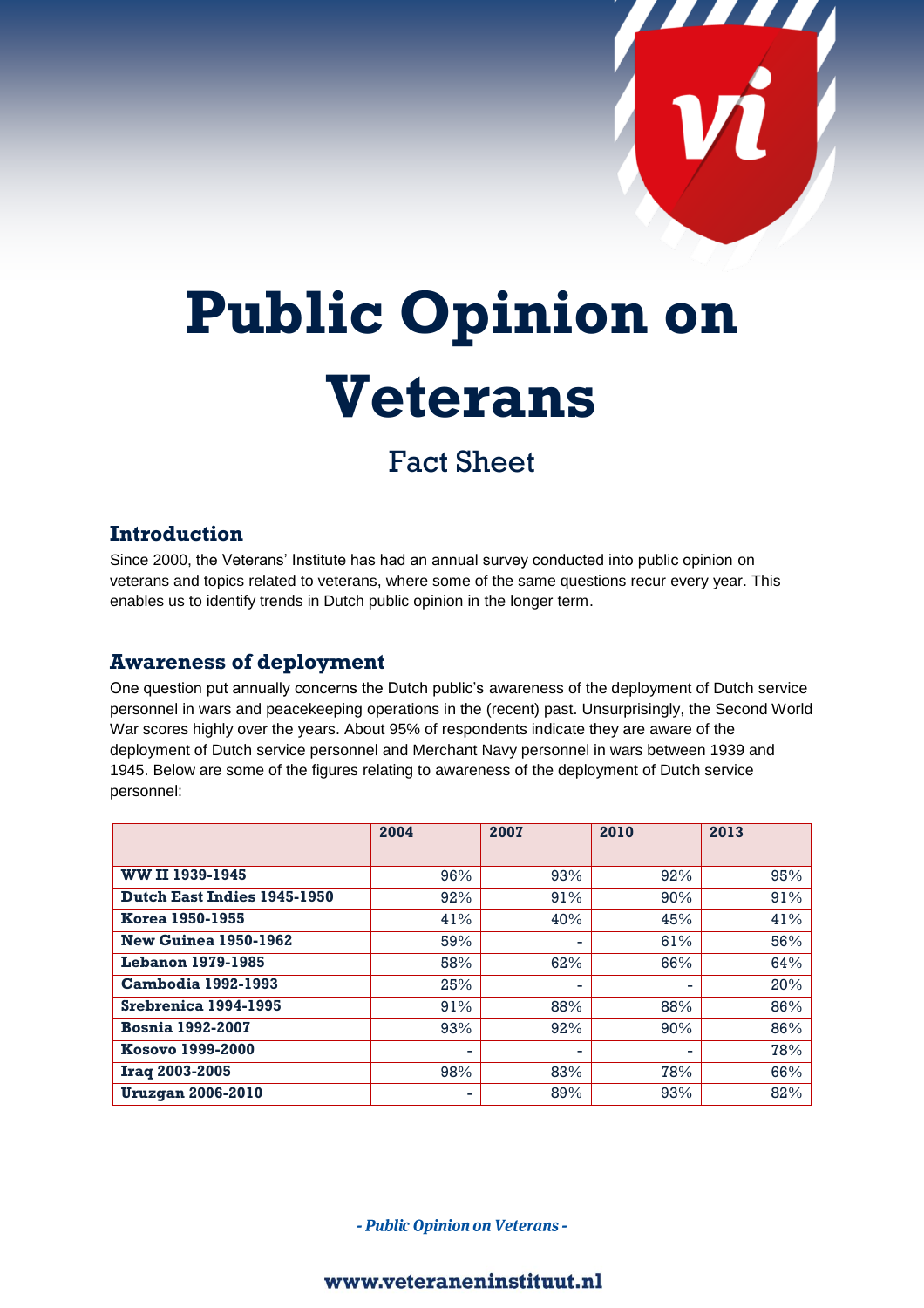# Public Opinion on Veterans

## Fact Sheet

### Introduction

Since 2000, the Veterans' Institute has had an annual survey conducted into public opinion on veterans and topics related to veterans, where some of the same questions recur every year. This enables us to identify trends in Dutch public opinion in the longer term.

### Awareness of deployment

One question put annually concerns the Dutch public's awareness of the deployment of Dutch service personnel in wars and peacekeeping operations in the (recent) past. Unsurprisingly, the Second World War scores highly over the years. About 95% of respondents indicate they are aware of the deployment of Dutch service personnel and Merchant Navy personnel in wars between 1939 and 1945. Below are some of the figures relating to awareness of the deployment of Dutch service personnel:

| | 2004 | 2007 | 2010 | 2013 |
|---|---|---|---|---|
| **WW II 1939-1945** | 96% | 93% | 92% | 95% |
| **Dutch East Indies 1945-1950** | 92% | 91% | 90% | 91% |
| **Korea 1950-1955** | 41% | 40% | 45% | 41% |
| **New Guinea 1950-1962** | 59% | - | 61% | 56% |
| **Lebanon 1979-1985** | 58% | 62% | 66% | 64% |
| **Cambodia 1992-1993** | 25% | - | - | 20% |
| **Srebrenica 1994-1995** | 91% | 88% | 88% | 86% |
| **Bosnia 1992-2007** | 93% | 92% | 90% | 86% |
| **Kosovo 1999-2000** | - | - | - | 78% |
| **Iraq 2003-2005** | 98% | 83% | 78% | 66% |
| **Uruzgan 2006-2010** | - | 89% | 93% | 82% |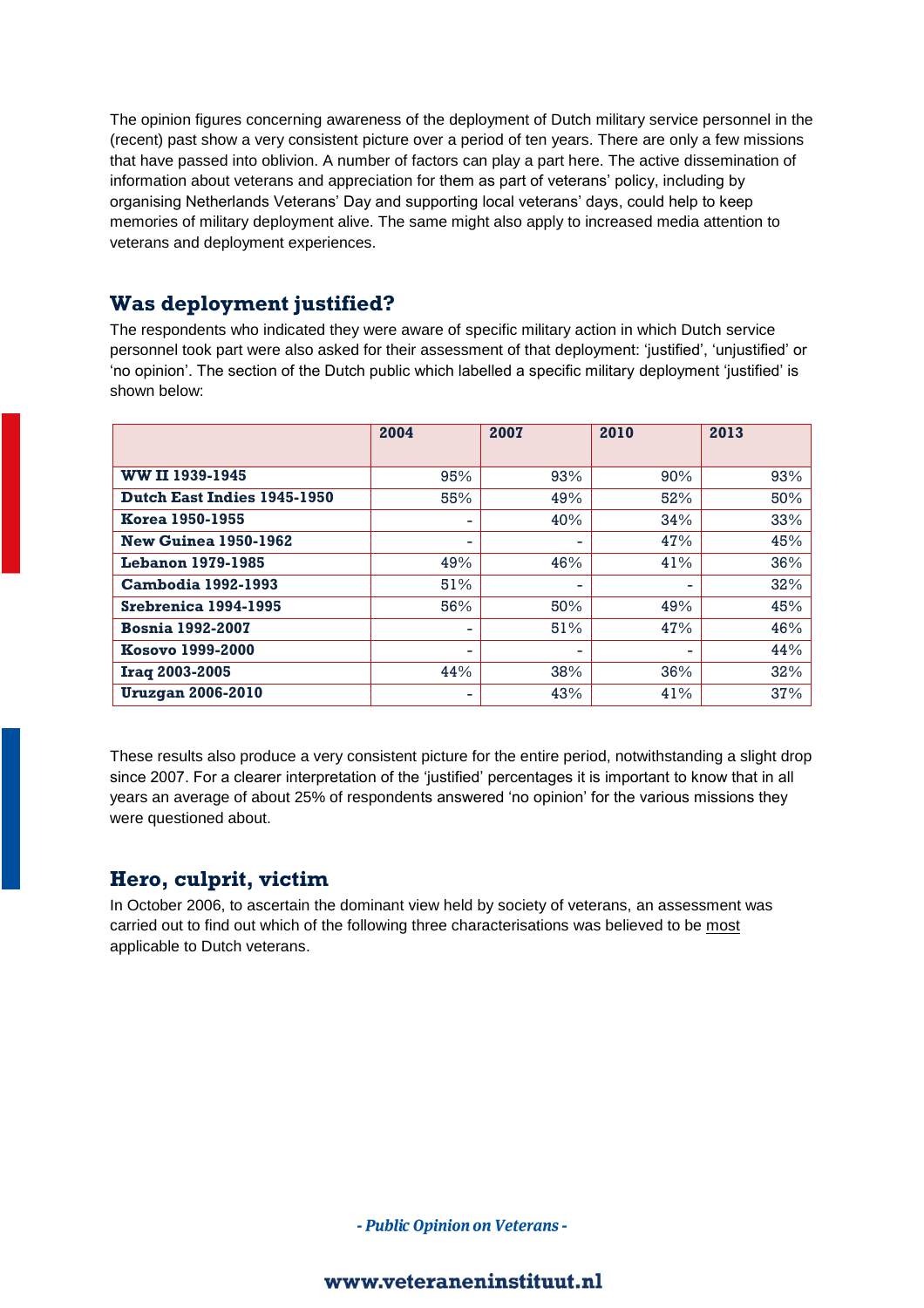The opinion figures concerning awareness of the deployment of Dutch military service personnel in the (recent) past show a very consistent picture over a period of ten years. There are only a few missions that have passed into oblivion. A number of factors can play a part here. The active dissemination of information about veterans and appreciation for them as part of veterans' policy, including by organising Netherlands Veterans' Day and supporting local veterans' days, could help to keep memories of military deployment alive. The same might also apply to increased media attention to veterans and deployment experiences.

## Was deployment justified?

The respondents who indicated they were aware of specific military action in which Dutch service personnel took part were also asked for their assessment of that deployment: 'justified', 'unjustified' or 'no opinion'. The section of the Dutch public which labelled a specific military deployment 'justified' is shown below:

| | 2004 | 2007 | 2010 | 2013 |
|---|---|---|---|---|
| **WW II 1939-1945** | 95% | 93% | 90% | 93% |
| **Dutch East Indies 1945-1950** | 55% | 49% | 52% | 50% |
| **Korea 1950-1955** | - | 40% | 34% | 33% |
| **New Guinea 1950-1962** | - | - | 47% | 45% |
| **Lebanon 1979-1985** | 49% | 46% | 41% | 36% |
| **Cambodia 1992-1993** | 51% | - | - | 32% |
| **Srebrenica 1994-1995** | 56% | 50% | 49% | 45% |
| **Bosnia 1992-2007** | - | 51% | 47% | 46% |
| **Kosovo 1999-2000** | - | - | - | 44% |
| **Iraq 2003-2005** | 44% | 38% | 36% | 32% |
| **Uruzgan 2006-2010** | - | 43% | 41% | 37% |

These results also produce a very consistent picture for the entire period, notwithstanding a slight drop since 2007. For a clearer interpretation of the 'justified' percentages it is important to know that in all years an average of about 25% of respondents answered 'no opinion' for the various missions they were questioned about.

## Hero, culprit, victim

In October 2006, to ascertain the dominant view held by society of veterans, an assessment was carried out to find out which of the following three characterisations was believed to be most applicable to Dutch veterans.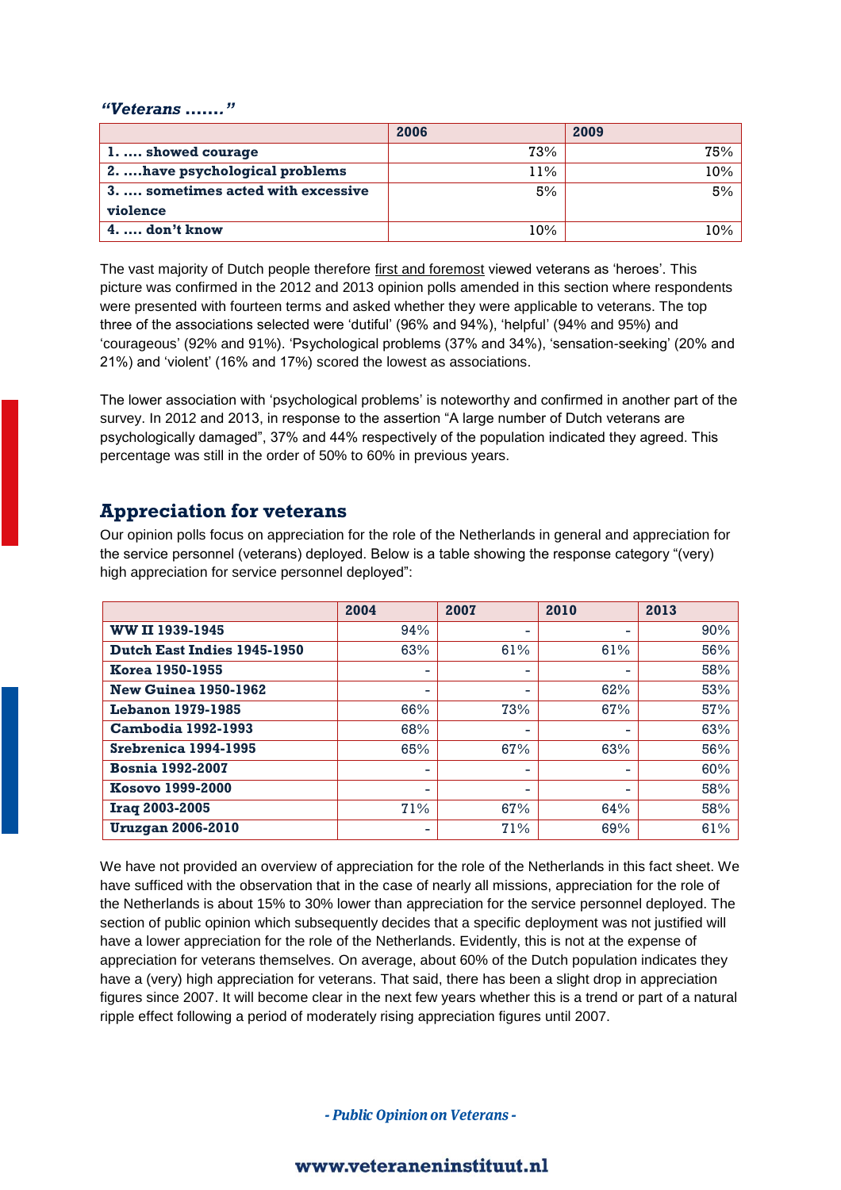*“Veterans …….”*

| | 2006 | 2009 |
|---|---|---|
| **1. …. showed courage** | 73% | 75% |
| **2. ….have psychological problems** | 11% | 10% |
| **3. …. sometimes acted with excessive violence** | 5% | 5% |
| **4. …. don’t know** | 10% | 10% |

The vast majority of Dutch people therefore first and foremost viewed veterans as ‘heroes’. This picture was confirmed in the 2012 and 2013 opinion polls amended in this section where respondents were presented with fourteen terms and asked whether they were applicable to veterans. The top three of the associations selected were ‘dutiful’ (96% and 94%), ‘helpful’ (94% and 95%) and ‘courageous’ (92% and 91%). ‘Psychological problems (37% and 34%), ‘sensation-seeking’ (20% and 21%) and ‘violent’ (16% and 17%) scored the lowest as associations.

The lower association with ‘psychological problems’ is noteworthy and confirmed in another part of the survey. In 2012 and 2013, in response to the assertion “A large number of Dutch veterans are psychologically damaged”, 37% and 44% respectively of the population indicated they agreed. This percentage was still in the order of 50% to 60% in previous years.

## Appreciation for veterans

Our opinion polls focus on appreciation for the role of the Netherlands in general and appreciation for the service personnel (veterans) deployed. Below is a table showing the response category “(very) high appreciation for service personnel deployed”:

| | 2004 | 2007 | 2010 | 2013 |
|---|---|---|---|---|
| **WW II 1939-1945** | 94% | - | - | 90% |
| **Dutch East Indies 1945-1950** | 63% | 61% | 61% | 56% |
| **Korea 1950-1955** | - | - | - | 58% |
| **New Guinea 1950-1962** | - | - | 62% | 53% |
| **Lebanon 1979-1985** | 66% | 73% | 67% | 57% |
| **Cambodia 1992-1993** | 68% | - | - | 63% |
| **Srebrenica 1994-1995** | 65% | 67% | 63% | 56% |
| **Bosnia 1992-2007** | - | - | - | 60% |
| **Kosovo 1999-2000** | - | - | - | 58% |
| **Iraq 2003-2005** | 71% | 67% | 64% | 58% |
| **Uruzgan 2006-2010** | - | 71% | 69% | 61% |

We have not provided an overview of appreciation for the role of the Netherlands in this fact sheet. We have sufficed with the observation that in the case of nearly all missions, appreciation for the role of the Netherlands is about 15% to 30% lower than appreciation for the service personnel deployed. The section of public opinion which subsequently decides that a specific deployment was not justified will have a lower appreciation for the role of the Netherlands. Evidently, this is not at the expense of appreciation for veterans themselves. On average, about 60% of the Dutch population indicates they have a (very) high appreciation for veterans. That said, there has been a slight drop in appreciation figures since 2007. It will become clear in the next few years whether this is a trend or part of a natural ripple effect following a period of moderately rising appreciation figures until 2007.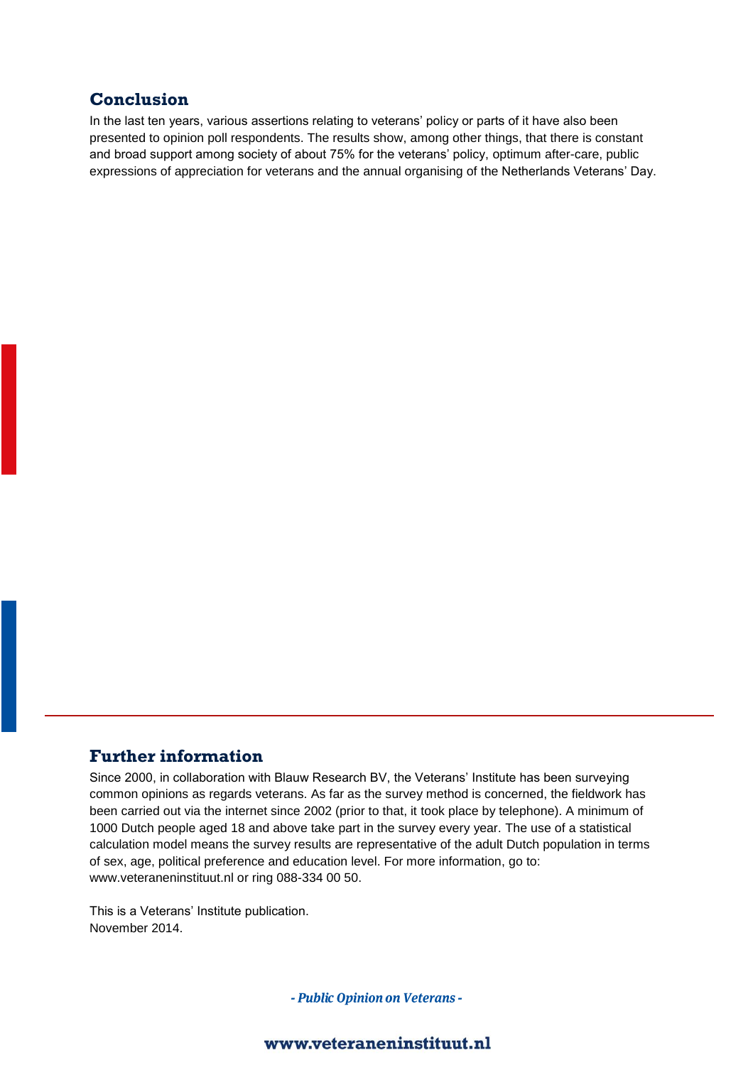## Conclusion

In the last ten years, various assertions relating to veterans' policy or parts of it have also been presented to opinion poll respondents. The results show, among other things, that there is constant and broad support among society of about 75% for the veterans' policy, optimum after-care, public expressions of appreciation for veterans and the annual organising of the Netherlands Veterans' Day.

## Further information

Since 2000, in collaboration with Blauw Research BV, the Veterans' Institute has been surveying common opinions as regards veterans. As far as the survey method is concerned, the fieldwork has been carried out via the internet since 2002 (prior to that, it took place by telephone). A minimum of 1000 Dutch people aged 18 and above take part in the survey every year. The use of a statistical calculation model means the survey results are representative of the adult Dutch population in terms of sex, age, political preference and education level. For more information, go to: www.veteraneninstituut.nl or ring 088-334 00 50.

This is a Veterans' Institute publication.
November 2014.